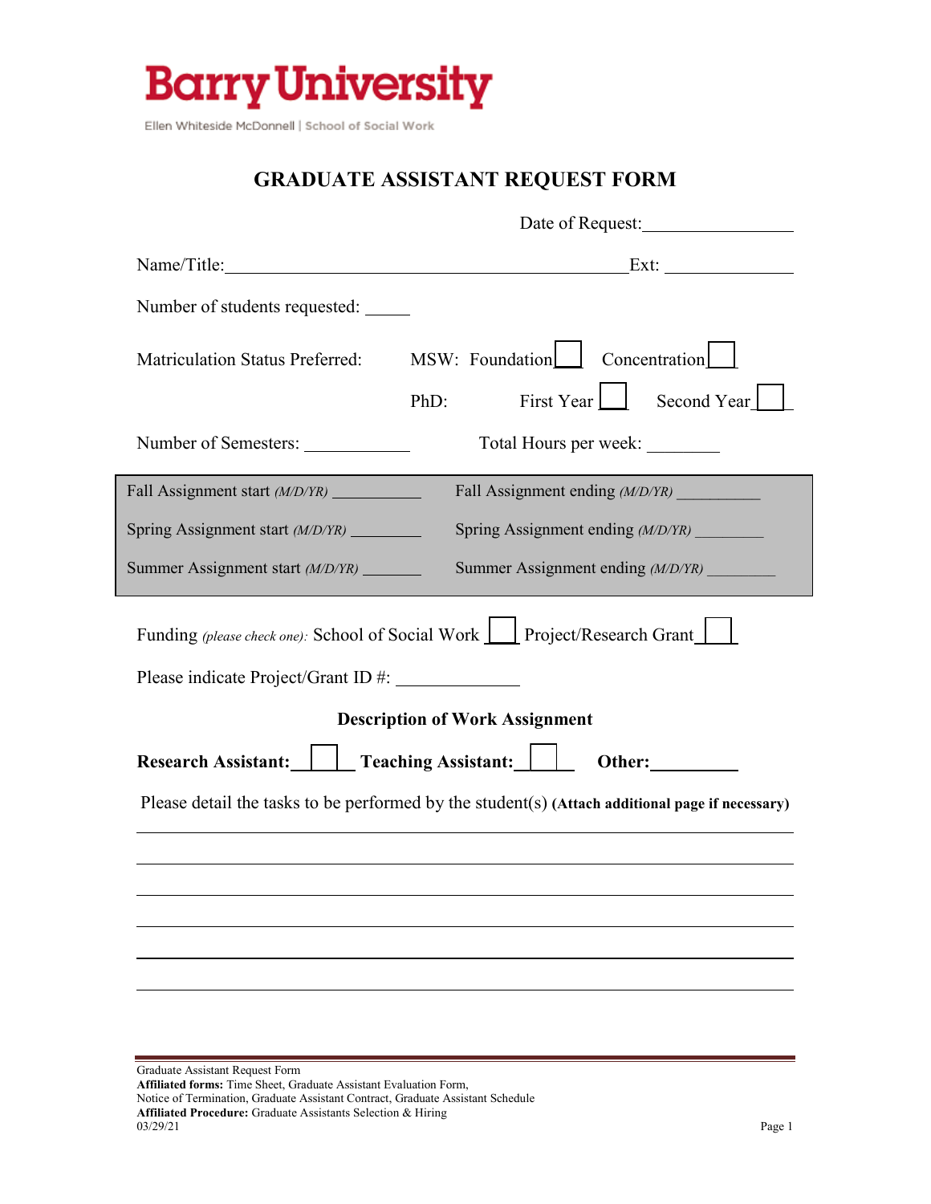**Barry University**
Ellen Whiteside McDonnell | School of Social Work

# GRADUATE ASSISTANT REQUEST FORM

Date of Request: ________________

Name/Title: ______________________________________________ Ext: ____________

Number of students requested: _____

Matriculation Status Preferred: MSW: Foundation ☐ Concentration ☐

PhD: First Year ☐ Second Year ☐

Number of Semesters: ____________ Total Hours per week: ________

| | |
|---|---|
| Fall Assignment start *(M/D/YR)* ___________ | Fall Assignment ending *(M/D/YR)* __________ |
| Spring Assignment start *(M/D/YR)* ________ | Spring Assignment ending *(M/D/YR)* ________ |
| Summer Assignment start *(M/D/YR)* _______ | Summer Assignment ending *(M/D/YR)* ________ |

Funding *(please check one)*: School of Social Work ☐ Project/Research Grant ☐

Please indicate Project/Grant ID #: ______________

**Description of Work Assignment**

**Research Assistant:** ☐ **Teaching Assistant:** ☐ **Other:** _________

Please detail the tasks to be performed by the student(s) **(Attach additional page if necessary)**

______________________________________________________________________________

______________________________________________________________________________

______________________________________________________________________________

______________________________________________________________________________

______________________________________________________________________________

______________________________________________________________________________

Graduate Assistant Request Form
**Affiliated forms:** Time Sheet, Graduate Assistant Evaluation Form, Notice of Termination, Graduate Assistant Contract, Graduate Assistant Schedule
**Affiliated Procedure:** Graduate Assistants Selection & Hiring
03/29/21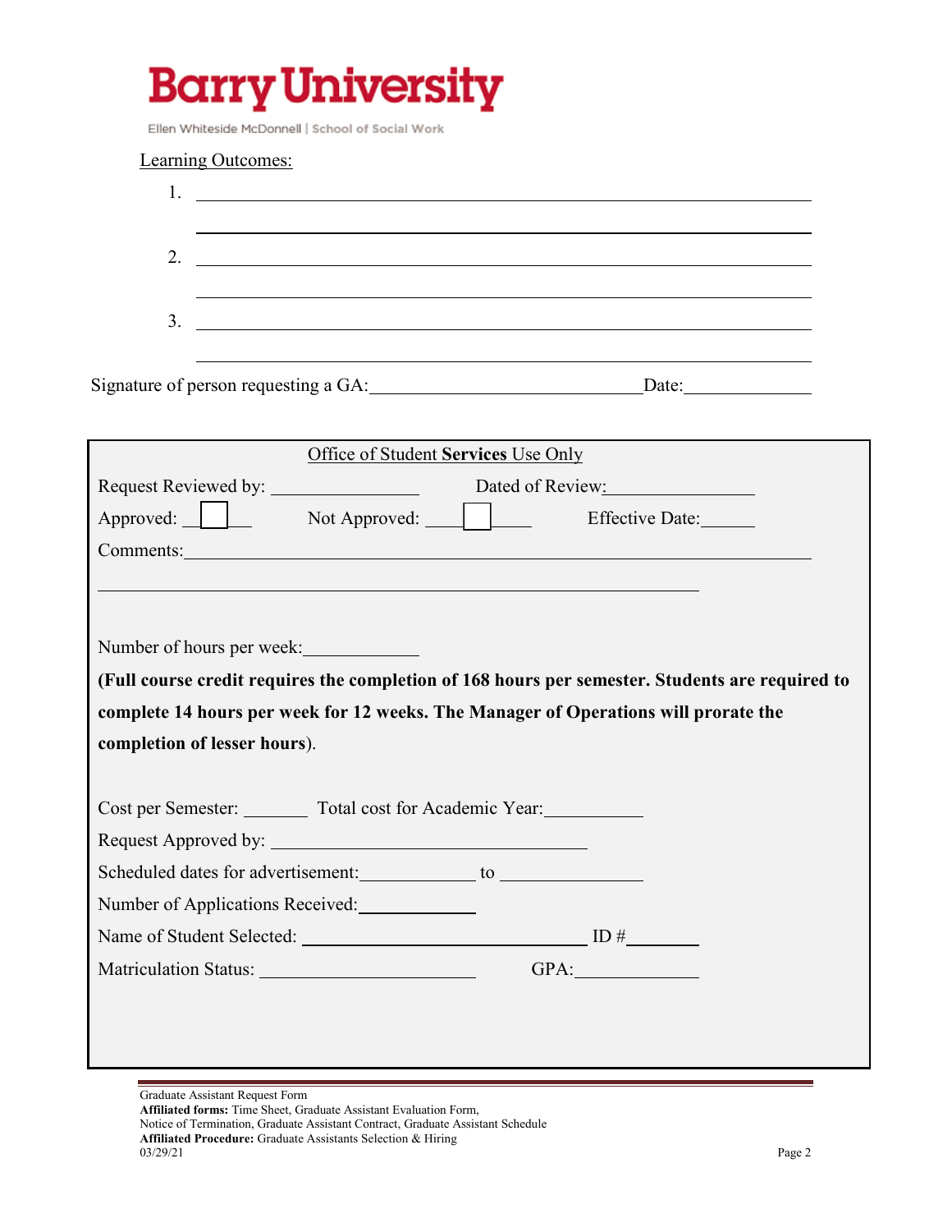**Barry University**

Ellen Whiteside McDonnell | School of Social Work

Learning Outcomes:

1. ______________________________________________________________

   ______________________________________________________________

2. ______________________________________________________________

   ______________________________________________________________

3. ______________________________________________________________

   ______________________________________________________________

Signature of person requesting a GA:______________________________ Date:______________

---

Office of Student **Services** Use Only

Request Reviewed by: ________________ Dated of Review:________________

Approved: ☐ Not Approved: ☐ Effective Date:______

Comments:________________________________________________________________

________________________________________________________________

Number of hours per week:____________

**(Full course credit requires the completion of 168 hours per semester. Students are required to complete 14 hours per week for 12 weeks. The Manager of Operations will prorate the completion of lesser hours**).

Cost per Semester: _______ Total cost for Academic Year:___________

Request Approved by: ___________________________________

Scheduled dates for advertisement:_____________ to _______________

Number of Applications Received:____________

Name of Student Selected: _______________________________ ID #________

Matriculation Status: ________________________ GPA:_____________

---

Graduate Assistant Request Form

**Affiliated forms:** Time Sheet, Graduate Assistant Evaluation Form, Notice of Termination, Graduate Assistant Contract, Graduate Assistant Schedule

**Affiliated Procedure:** Graduate Assistants Selection & Hiring

03/29/21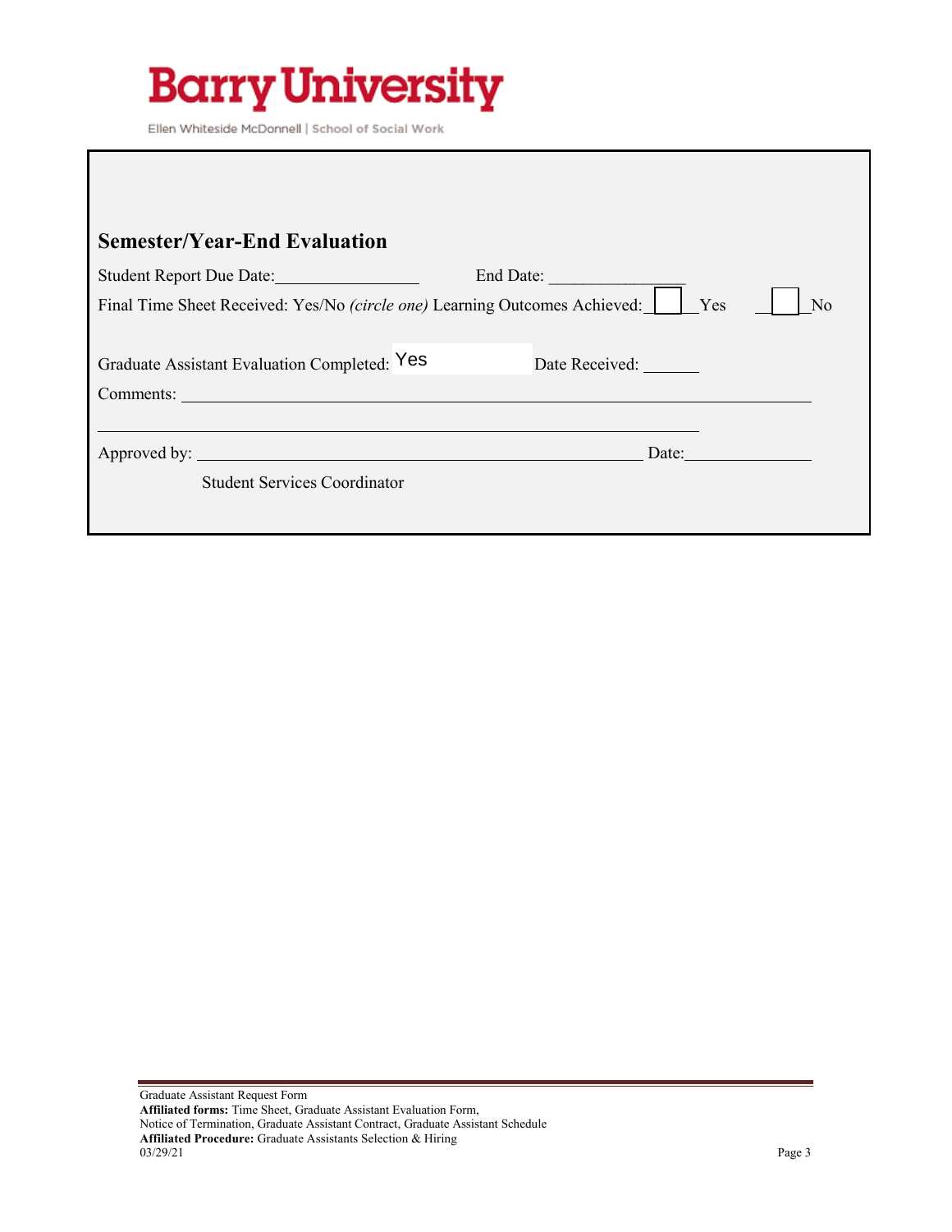**Barry University**

Ellen Whiteside McDonnell | School of Social Work

## Semester/Year-End Evaluation

Student Report Due Date: ________________ End Date: ________________

Final Time Sheet Received: Yes/No *(circle one)* Learning Outcomes Achieved: ☐ Yes ☐ No

Graduate Assistant Evaluation Completed: Yes Date Received: ______

Comments: ____________________________________________________________

______________________________________________________________________

Approved by: ____________________________________________ Date: ______________

Student Services Coordinator

Graduate Assistant Request Form
**Affiliated forms:** Time Sheet, Graduate Assistant Evaluation Form, Notice of Termination, Graduate Assistant Contract, Graduate Assistant Schedule
**Affiliated Procedure:** Graduate Assistants Selection & Hiring
03/29/21